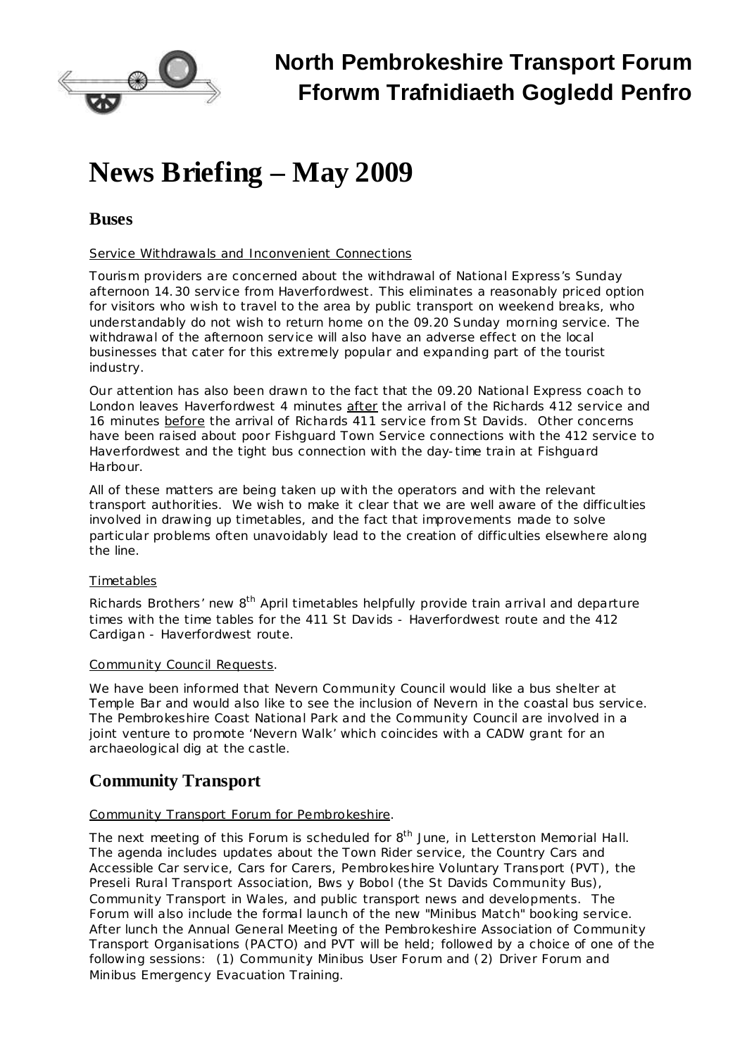# North Pembrokeshire Transport Forum
# Fforwm Trafnidiaeth Gogledd Penfro

# News Briefing – May 2009

## Buses

Service Withdrawals and Inconvenient Connections

Tourism providers are concerned about the withdrawal of National Express's Sunday afternoon 14.30 service from Haverfordwest. This eliminates a reasonably priced option for visitors who wish to travel to the area by public transport on weekend breaks, who understandably do not wish to return home on the 09.20 Sunday morning service. The withdrawal of the afternoon service will also have an adverse effect on the local businesses that cater for this extremely popular and expanding part of the tourist industry.

Our attention has also been drawn to the fact that the 09.20 National Express coach to London leaves Haverfordwest 4 minutes after the arrival of the Richards 412 service and 16 minutes before the arrival of Richards 411 service from St Davids. Other concerns have been raised about poor Fishguard Town Service connections with the 412 service to Haverfordwest and the tight bus connection with the day-time train at Fishguard Harbour.

All of these matters are being taken up with the operators and with the relevant transport authorities. We wish to make it clear that we are well aware of the difficulties involved in drawing up timetables, and the fact that improvements made to solve particular problems often unavoidably lead to the creation of difficulties elsewhere along the line.

Timetables

Richards Brothers' new 8th April timetables helpfully provide train arrival and departure times with the time tables for the 411 St Davids - Haverfordwest route and the 412 Cardigan - Haverfordwest route.

Community Council Requests.

We have been informed that Nevern Community Council would like a bus shelter at Temple Bar and would also like to see the inclusion of Nevern in the coastal bus service. The Pembrokeshire Coast National Park and the Community Council are involved in a joint venture to promote 'Nevern Walk' which coincides with a CADW grant for an archaeological dig at the castle.

## Community Transport

Community Transport Forum for Pembrokeshire.

The next meeting of this Forum is scheduled for 8th June, in Letterston Memorial Hall. The agenda includes updates about the Town Rider service, the Country Cars and Accessible Car service, Cars for Carers, Pembrokeshire Voluntary Transport (PVT), the Preseli Rural Transport Association, Bws y Bobol (the St Davids Community Bus), Community Transport in Wales, and public transport news and developments. The Forum will also include the formal launch of the new "Minibus Match" booking service. After lunch the Annual General Meeting of the Pembrokeshire Association of Community Transport Organisations (PACTO) and PVT will be held; followed by a choice of one of the following sessions: (1) Community Minibus User Forum and (2) Driver Forum and Minibus Emergency Evacuation Training.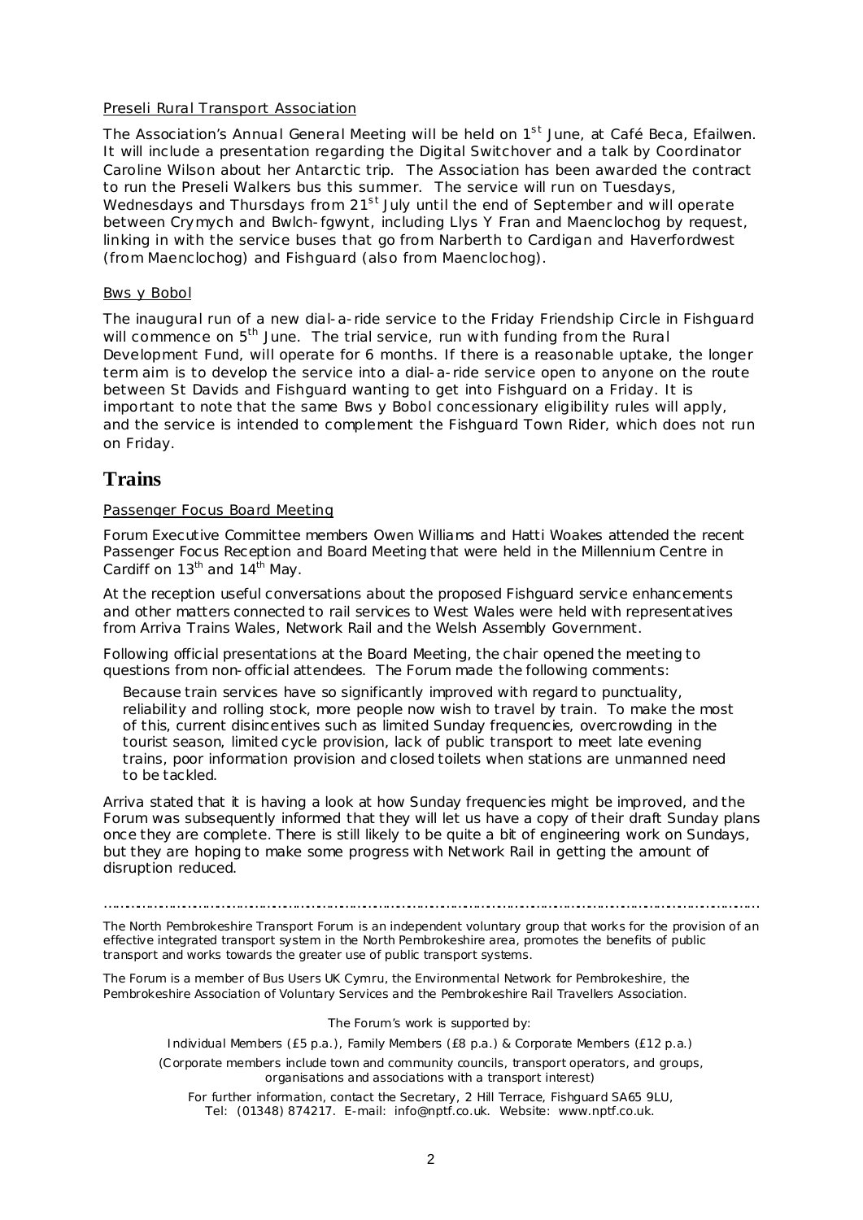Preseli Rural Transport Association

The Association's Annual General Meeting will be held on 1st June, at Café Beca, Efailwen. It will include a presentation regarding the Digital Switchover and a talk by Coordinator Caroline Wilson about her Antarctic trip. The Association has been awarded the contract to run the Preseli Walkers bus this summer. The service will run on Tuesdays, Wednesdays and Thursdays from 21st July until the end of September and will operate between Crymych and Bwlch-fgwynt, including Llys Y Fran and Maenclochog by request, linking in with the service buses that go from Narberth to Cardigan and Haverfordwest (from Maenclochog) and Fishguard (also from Maenclochog).

Bws y Bobol

The inaugural run of a new dial-a-ride service to the Friday Friendship Circle in Fishguard will commence on 5th June. The trial service, run with funding from the Rural Development Fund, will operate for 6 months. If there is a reasonable uptake, the longer term aim is to develop the service into a dial-a-ride service open to anyone on the route between St Davids and Fishguard wanting to get into Fishguard on a Friday. It is important to note that the same Bws y Bobol concessionary eligibility rules will apply, and the service is intended to complement the Fishguard Town Rider, which does not run on Friday.

# Trains

Passenger Focus Board Meeting

Forum Executive Committee members Owen Williams and Hatti Woakes attended the recent Passenger Focus Reception and Board Meeting that were held in the Millennium Centre in Cardiff on 13th and 14th May.

At the reception useful conversations about the proposed Fishguard service enhancements and other matters connected to rail services to West Wales were held with representatives from Arriva Trains Wales, Network Rail and the Welsh Assembly Government.

Following official presentations at the Board Meeting, the chair opened the meeting to questions from non-official attendees. The Forum made the following comments:

> Because train services have so significantly improved with regard to punctuality, reliability and rolling stock, more people now wish to travel by train. To make the most of this, current disincentives such as limited Sunday frequencies, overcrowding in the tourist season, limited cycle provision, lack of public transport to meet late evening trains, poor information provision and closed toilets when stations are unmanned need to be tackled.

Arriva stated that it is having a look at how Sunday frequencies might be improved, and the Forum was subsequently informed that they will let us have a copy of their draft Sunday plans once they are complete. There is still likely to be quite a bit of engineering work on Sundays, but they are hoping to make some progress with Network Rail in getting the amount of disruption reduced.

---

*The North Pembrokeshire Transport Forum is an independent voluntary group that works for the provision of an effective integrated transport system in the North Pembrokeshire area, promotes the benefits of public transport and works towards the greater use of public transport systems.*

*The Forum is a member of Bus Users UK Cymru, the Environmental Network for Pembrokeshire, the Pembrokeshire Association of Voluntary Services and the Pembrokeshire Rail Travellers Association.*

*The Forum's work is supported by:*

*Individual Members (£5 p.a.), Family Members (£8 p.a.) & Corporate Members (£12 p.a.)*

*(Corporate members include town and community councils, transport operators, and groups, organisations and associations with a transport interest)*

*For further information, contact the Secretary, 2 Hill Terrace, Fishguard SA65 9LU, Tel: (01348) 874217. E-mail: info@nptf.co.uk. Website: www.nptf.co.uk.*